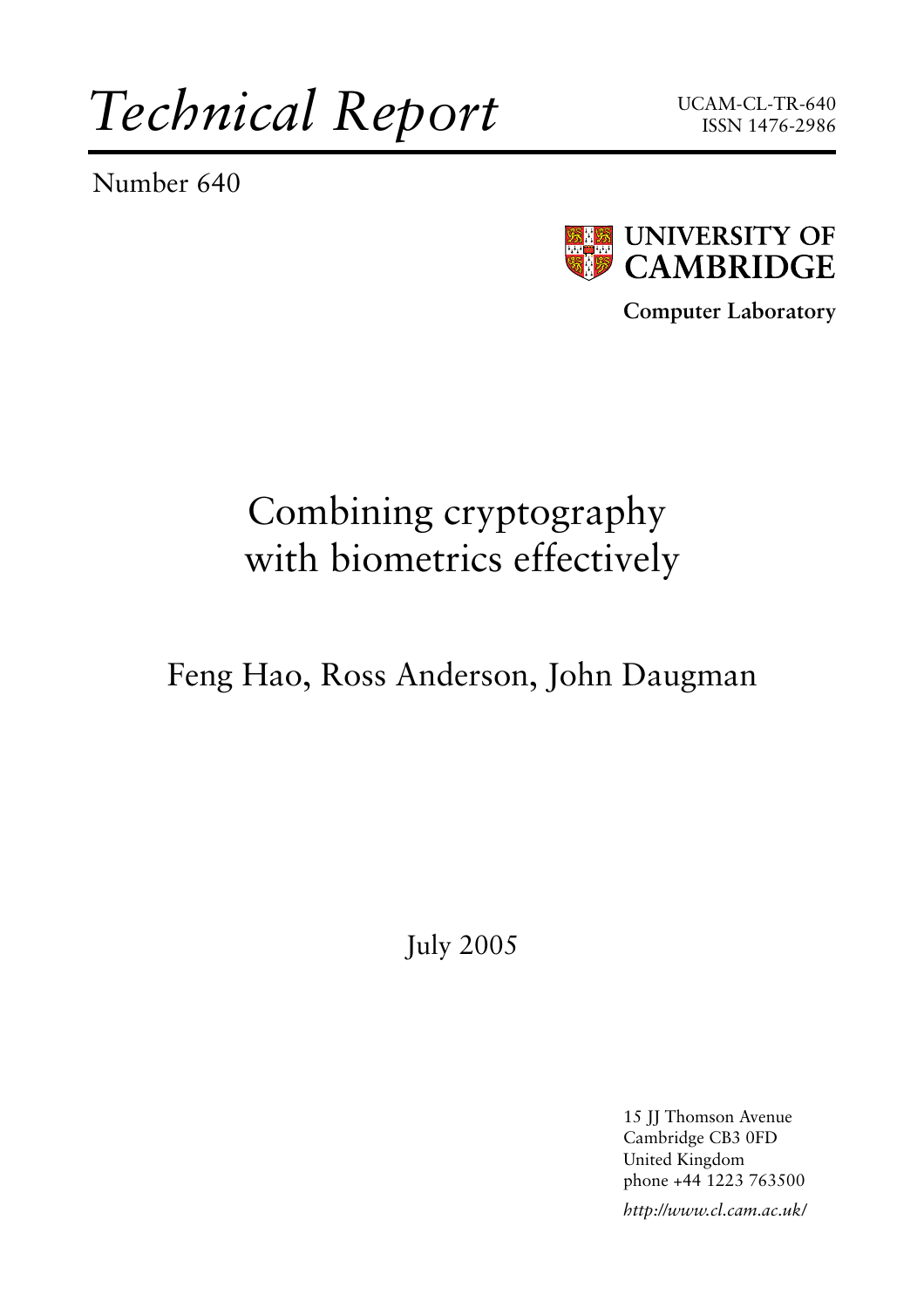# *Technical Report*

UCAM-CL-TR-640
ISSN 1476-2986

Number 640

**UNIVERSITY OF CAMBRIDGE**

**Computer Laboratory**

# Combining cryptography with biometrics effectively

Feng Hao, Ross Anderson, John Daugman

July 2005

15 JJ Thomson Avenue
Cambridge CB3 0FD
United Kingdom
phone +44 1223 763500

*http://www.cl.cam.ac.uk/*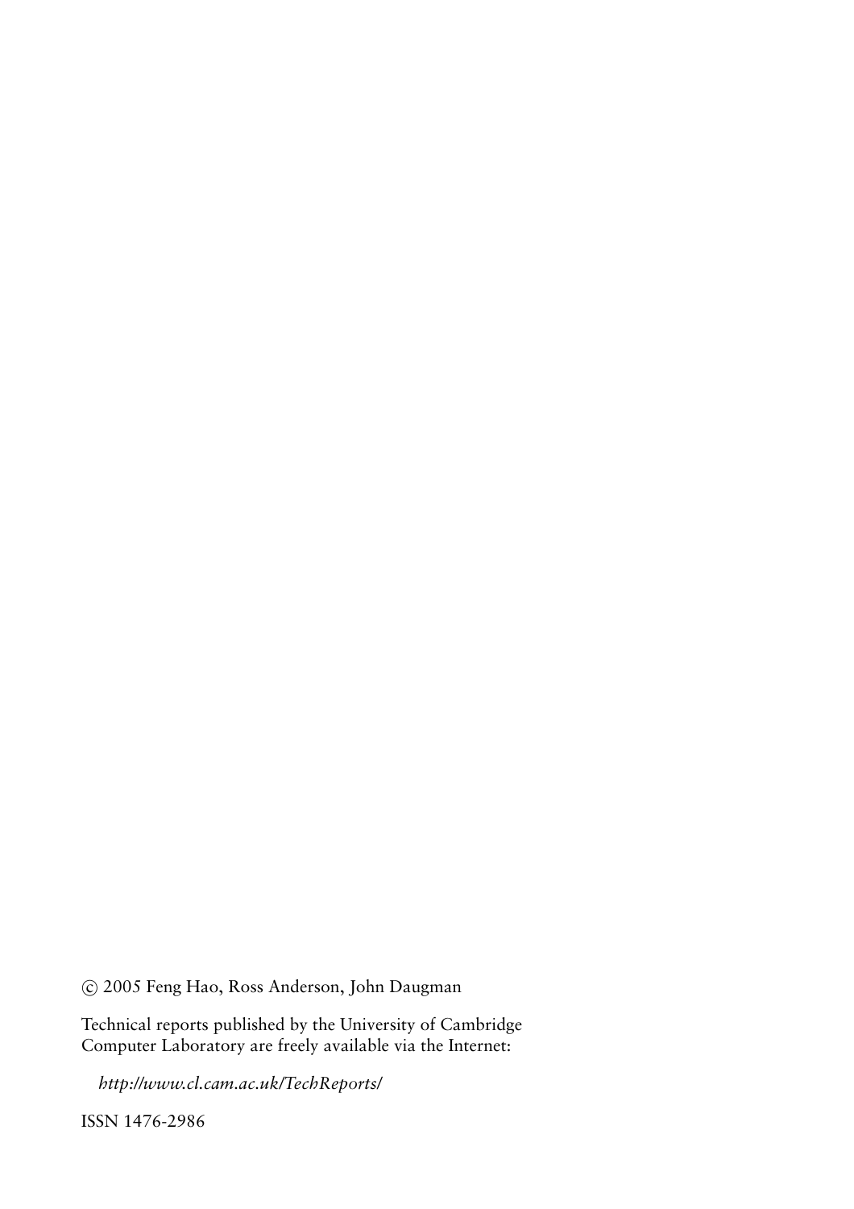© 2005 Feng Hao, Ross Anderson, John Daugman

Technical reports published by the University of Cambridge Computer Laboratory are freely available via the Internet:

*http://www.cl.cam.ac.uk/TechReports/*

ISSN 1476-2986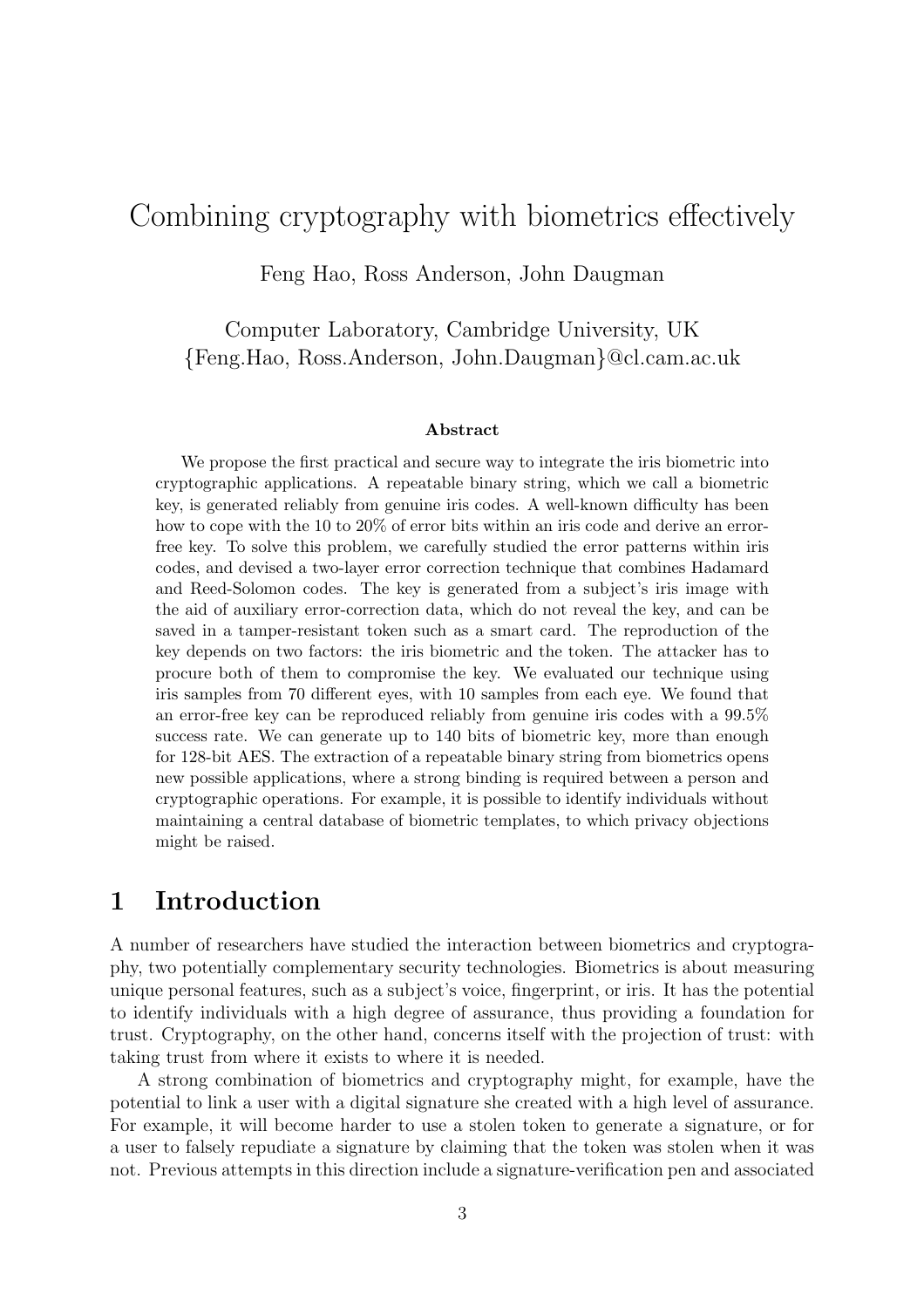# Combining cryptography with biometrics effectively

Feng Hao, Ross Anderson, John Daugman

Computer Laboratory, Cambridge University, UK
{Feng.Hao, Ross.Anderson, John.Daugman}@cl.cam.ac.uk

### Abstract

We propose the first practical and secure way to integrate the iris biometric into cryptographic applications. A repeatable binary string, which we call a biometric key, is generated reliably from genuine iris codes. A well-known difficulty has been how to cope with the 10 to 20% of error bits within an iris code and derive an error-free key. To solve this problem, we carefully studied the error patterns within iris codes, and devised a two-layer error correction technique that combines Hadamard and Reed-Solomon codes. The key is generated from a subject's iris image with the aid of auxiliary error-correction data, which do not reveal the key, and can be saved in a tamper-resistant token such as a smart card. The reproduction of the key depends on two factors: the iris biometric and the token. The attacker has to procure both of them to compromise the key. We evaluated our technique using iris samples from 70 different eyes, with 10 samples from each eye. We found that an error-free key can be reproduced reliably from genuine iris codes with a 99.5% success rate. We can generate up to 140 bits of biometric key, more than enough for 128-bit AES. The extraction of a repeatable binary string from biometrics opens new possible applications, where a strong binding is required between a person and cryptographic operations. For example, it is possible to identify individuals without maintaining a central database of biometric templates, to which privacy objections might be raised.

## 1 Introduction

A number of researchers have studied the interaction between biometrics and cryptography, two potentially complementary security technologies. Biometrics is about measuring unique personal features, such as a subject's voice, fingerprint, or iris. It has the potential to identify individuals with a high degree of assurance, thus providing a foundation for trust. Cryptography, on the other hand, concerns itself with the projection of trust: with taking trust from where it exists to where it is needed.

A strong combination of biometrics and cryptography might, for example, have the potential to link a user with a digital signature she created with a high level of assurance. For example, it will become harder to use a stolen token to generate a signature, or for a user to falsely repudiate a signature by claiming that the token was stolen when it was not. Previous attempts in this direction include a signature-verification pen and associated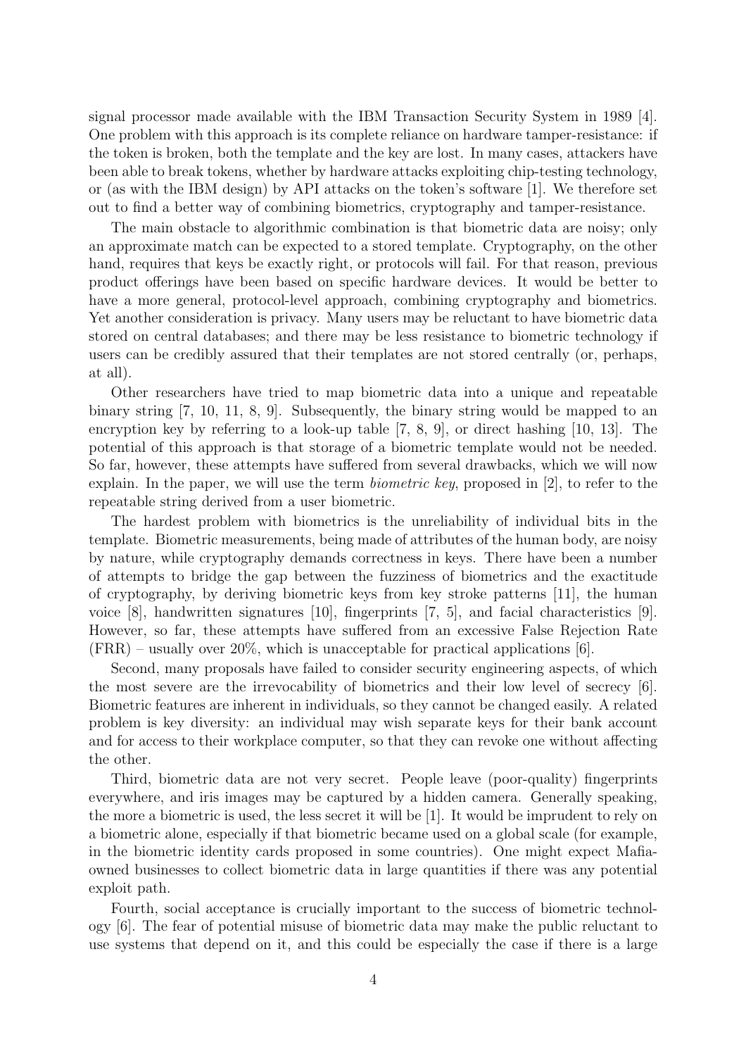signal processor made available with the IBM Transaction Security System in 1989 [4]. One problem with this approach is its complete reliance on hardware tamper-resistance: if the token is broken, both the template and the key are lost. In many cases, attackers have been able to break tokens, whether by hardware attacks exploiting chip-testing technology, or (as with the IBM design) by API attacks on the token's software [1]. We therefore set out to find a better way of combining biometrics, cryptography and tamper-resistance.

The main obstacle to algorithmic combination is that biometric data are noisy; only an approximate match can be expected to a stored template. Cryptography, on the other hand, requires that keys be exactly right, or protocols will fail. For that reason, previous product offerings have been based on specific hardware devices. It would be better to have a more general, protocol-level approach, combining cryptography and biometrics. Yet another consideration is privacy. Many users may be reluctant to have biometric data stored on central databases; and there may be less resistance to biometric technology if users can be credibly assured that their templates are not stored centrally (or, perhaps, at all).

Other researchers have tried to map biometric data into a unique and repeatable binary string [7, 10, 11, 8, 9]. Subsequently, the binary string would be mapped to an encryption key by referring to a look-up table [7, 8, 9], or direct hashing [10, 13]. The potential of this approach is that storage of a biometric template would not be needed. So far, however, these attempts have suffered from several drawbacks, which we will now explain. In the paper, we will use the term *biometric key*, proposed in [2], to refer to the repeatable string derived from a user biometric.

The hardest problem with biometrics is the unreliability of individual bits in the template. Biometric measurements, being made of attributes of the human body, are noisy by nature, while cryptography demands correctness in keys. There have been a number of attempts to bridge the gap between the fuzziness of biometrics and the exactitude of cryptography, by deriving biometric keys from key stroke patterns [11], the human voice [8], handwritten signatures [10], fingerprints [7, 5], and facial characteristics [9]. However, so far, these attempts have suffered from an excessive False Rejection Rate (FRR) – usually over 20%, which is unacceptable for practical applications [6].

Second, many proposals have failed to consider security engineering aspects, of which the most severe are the irrevocability of biometrics and their low level of secrecy [6]. Biometric features are inherent in individuals, so they cannot be changed easily. A related problem is key diversity: an individual may wish separate keys for their bank account and for access to their workplace computer, so that they can revoke one without affecting the other.

Third, biometric data are not very secret. People leave (poor-quality) fingerprints everywhere, and iris images may be captured by a hidden camera. Generally speaking, the more a biometric is used, the less secret it will be [1]. It would be imprudent to rely on a biometric alone, especially if that biometric became used on a global scale (for example, in the biometric identity cards proposed in some countries). One might expect Mafia-owned businesses to collect biometric data in large quantities if there was any potential exploit path.

Fourth, social acceptance is crucially important to the success of biometric technology [6]. The fear of potential misuse of biometric data may make the public reluctant to use systems that depend on it, and this could be especially the case if there is a large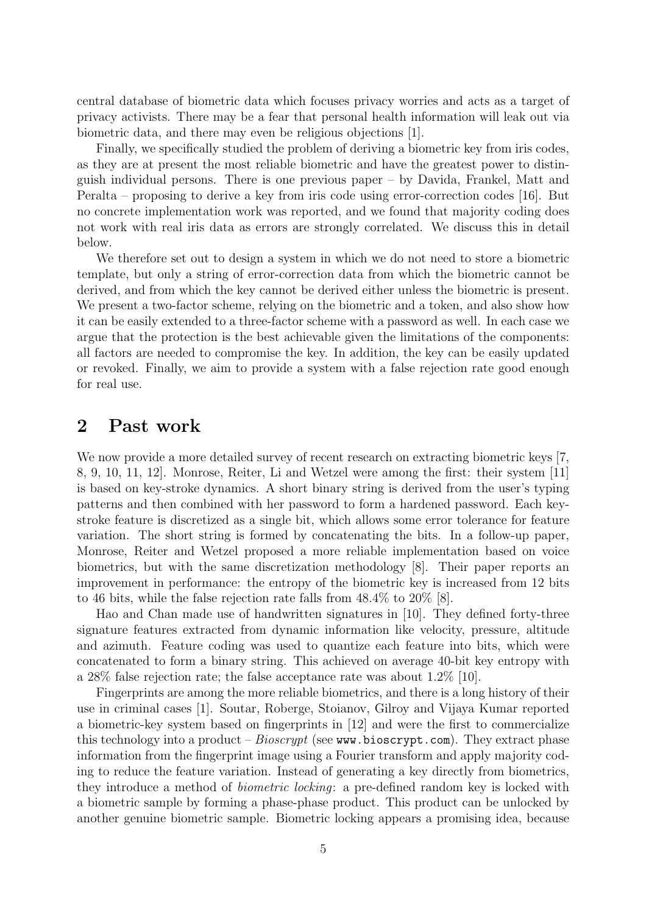central database of biometric data which focuses privacy worries and acts as a target of privacy activists. There may be a fear that personal health information will leak out via biometric data, and there may even be religious objections [1].

Finally, we specifically studied the problem of deriving a biometric key from iris codes, as they are at present the most reliable biometric and have the greatest power to distinguish individual persons. There is one previous paper – by Davida, Frankel, Matt and Peralta – proposing to derive a key from iris code using error-correction codes [16]. But no concrete implementation work was reported, and we found that majority coding does not work with real iris data as errors are strongly correlated. We discuss this in detail below.

We therefore set out to design a system in which we do not need to store a biometric template, but only a string of error-correction data from which the biometric cannot be derived, and from which the key cannot be derived either unless the biometric is present. We present a two-factor scheme, relying on the biometric and a token, and also show how it can be easily extended to a three-factor scheme with a password as well. In each case we argue that the protection is the best achievable given the limitations of the components: all factors are needed to compromise the key. In addition, the key can be easily updated or revoked. Finally, we aim to provide a system with a false rejection rate good enough for real use.

## 2 Past work

We now provide a more detailed survey of recent research on extracting biometric keys [7, 8, 9, 10, 11, 12]. Monrose, Reiter, Li and Wetzel were among the first: their system [11] is based on key-stroke dynamics. A short binary string is derived from the user's typing patterns and then combined with her password to form a hardened password. Each keystroke feature is discretized as a single bit, which allows some error tolerance for feature variation. The short string is formed by concatenating the bits. In a follow-up paper, Monrose, Reiter and Wetzel proposed a more reliable implementation based on voice biometrics, but with the same discretization methodology [8]. Their paper reports an improvement in performance: the entropy of the biometric key is increased from 12 bits to 46 bits, while the false rejection rate falls from 48.4% to 20% [8].

Hao and Chan made use of handwritten signatures in [10]. They defined forty-three signature features extracted from dynamic information like velocity, pressure, altitude and azimuth. Feature coding was used to quantize each feature into bits, which were concatenated to form a binary string. This achieved on average 40-bit key entropy with a 28% false rejection rate; the false acceptance rate was about 1.2% [10].

Fingerprints are among the more reliable biometrics, and there is a long history of their use in criminal cases [1]. Soutar, Roberge, Stoianov, Gilroy and Vijaya Kumar reported a biometric-key system based on fingerprints in [12] and were the first to commercialize this technology into a product – *Bioscrypt* (see `www.bioscrypt.com`). They extract phase information from the fingerprint image using a Fourier transform and apply majority coding to reduce the feature variation. Instead of generating a key directly from biometrics, they introduce a method of *biometric locking*: a pre-defined random key is locked with a biometric sample by forming a phase-phase product. This product can be unlocked by another genuine biometric sample. Biometric locking appears a promising idea, because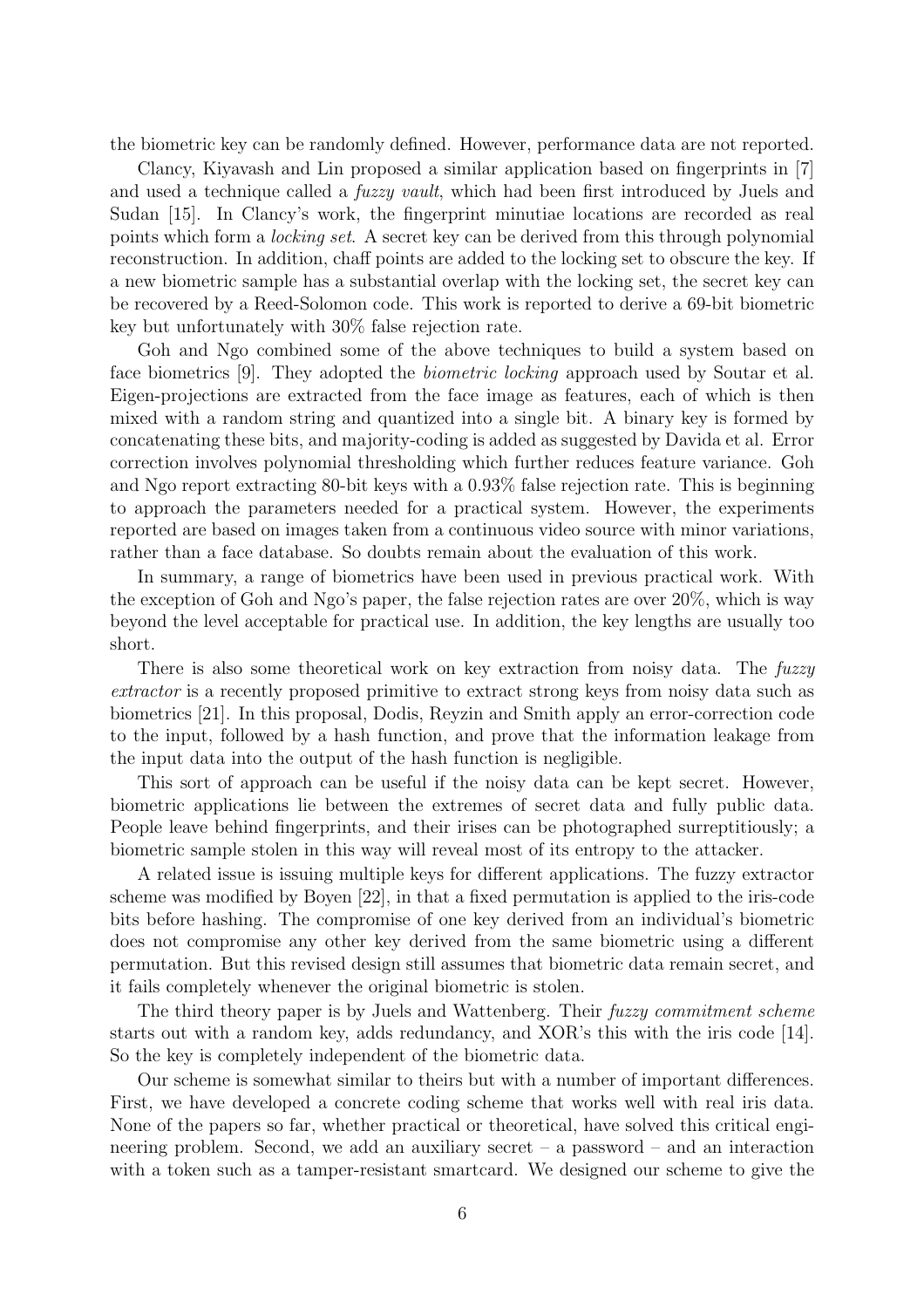the biometric key can be randomly defined. However, performance data are not reported.

Clancy, Kiyavash and Lin proposed a similar application based on fingerprints in [7] and used a technique called a *fuzzy vault*, which had been first introduced by Juels and Sudan [15]. In Clancy's work, the fingerprint minutiae locations are recorded as real points which form a *locking set*. A secret key can be derived from this through polynomial reconstruction. In addition, chaff points are added to the locking set to obscure the key. If a new biometric sample has a substantial overlap with the locking set, the secret key can be recovered by a Reed-Solomon code. This work is reported to derive a 69-bit biometric key but unfortunately with 30% false rejection rate.

Goh and Ngo combined some of the above techniques to build a system based on face biometrics [9]. They adopted the *biometric locking* approach used by Soutar et al. Eigen-projections are extracted from the face image as features, each of which is then mixed with a random string and quantized into a single bit. A binary key is formed by concatenating these bits, and majority-coding is added as suggested by Davida et al. Error correction involves polynomial thresholding which further reduces feature variance. Goh and Ngo report extracting 80-bit keys with a 0.93% false rejection rate. This is beginning to approach the parameters needed for a practical system. However, the experiments reported are based on images taken from a continuous video source with minor variations, rather than a face database. So doubts remain about the evaluation of this work.

In summary, a range of biometrics have been used in previous practical work. With the exception of Goh and Ngo's paper, the false rejection rates are over 20%, which is way beyond the level acceptable for practical use. In addition, the key lengths are usually too short.

There is also some theoretical work on key extraction from noisy data. The *fuzzy extractor* is a recently proposed primitive to extract strong keys from noisy data such as biometrics [21]. In this proposal, Dodis, Reyzin and Smith apply an error-correction code to the input, followed by a hash function, and prove that the information leakage from the input data into the output of the hash function is negligible.

This sort of approach can be useful if the noisy data can be kept secret. However, biometric applications lie between the extremes of secret data and fully public data. People leave behind fingerprints, and their irises can be photographed surreptitiously; a biometric sample stolen in this way will reveal most of its entropy to the attacker.

A related issue is issuing multiple keys for different applications. The fuzzy extractor scheme was modified by Boyen [22], in that a fixed permutation is applied to the iris-code bits before hashing. The compromise of one key derived from an individual's biometric does not compromise any other key derived from the same biometric using a different permutation. But this revised design still assumes that biometric data remain secret, and it fails completely whenever the original biometric is stolen.

The third theory paper is by Juels and Wattenberg. Their *fuzzy commitment scheme* starts out with a random key, adds redundancy, and XOR's this with the iris code [14]. So the key is completely independent of the biometric data.

Our scheme is somewhat similar to theirs but with a number of important differences. First, we have developed a concrete coding scheme that works well with real iris data. None of the papers so far, whether practical or theoretical, have solved this critical engineering problem. Second, we add an auxiliary secret – a password – and an interaction with a token such as a tamper-resistant smartcard. We designed our scheme to give the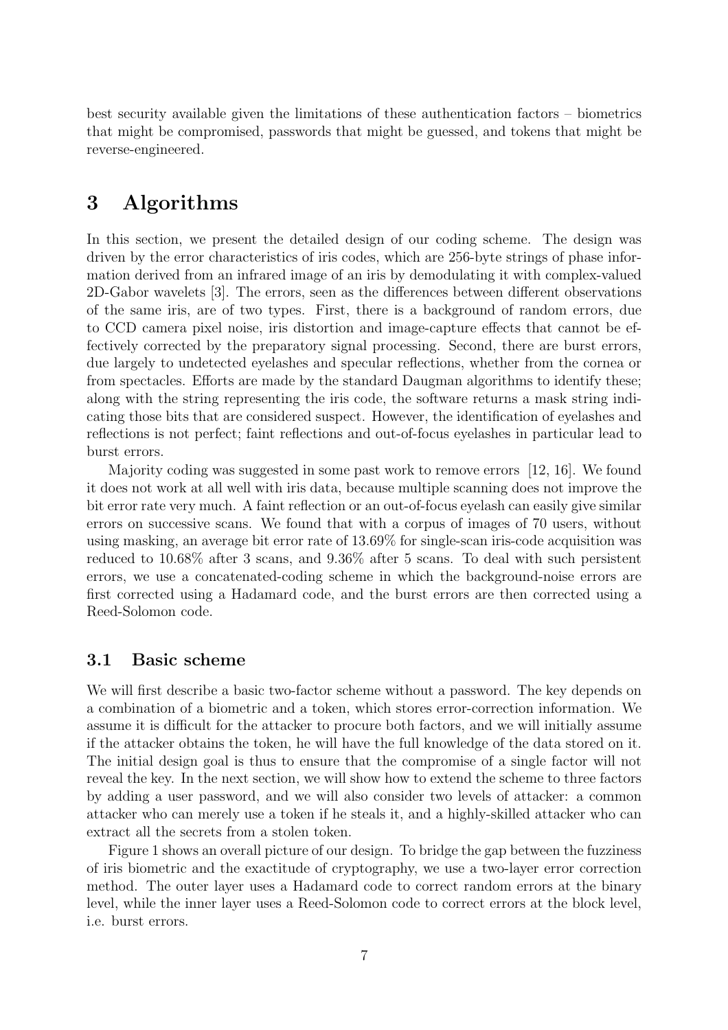best security available given the limitations of these authentication factors – biometrics that might be compromised, passwords that might be guessed, and tokens that might be reverse-engineered.

# 3 Algorithms

In this section, we present the detailed design of our coding scheme. The design was driven by the error characteristics of iris codes, which are 256-byte strings of phase information derived from an infrared image of an iris by demodulating it with complex-valued 2D-Gabor wavelets [3]. The errors, seen as the differences between different observations of the same iris, are of two types. First, there is a background of random errors, due to CCD camera pixel noise, iris distortion and image-capture effects that cannot be effectively corrected by the preparatory signal processing. Second, there are burst errors, due largely to undetected eyelashes and specular reflections, whether from the cornea or from spectacles. Efforts are made by the standard Daugman algorithms to identify these; along with the string representing the iris code, the software returns a mask string indicating those bits that are considered suspect. However, the identification of eyelashes and reflections is not perfect; faint reflections and out-of-focus eyelashes in particular lead to burst errors.

Majority coding was suggested in some past work to remove errors [12, 16]. We found it does not work at all well with iris data, because multiple scanning does not improve the bit error rate very much. A faint reflection or an out-of-focus eyelash can easily give similar errors on successive scans. We found that with a corpus of images of 70 users, without using masking, an average bit error rate of 13.69% for single-scan iris-code acquisition was reduced to 10.68% after 3 scans, and 9.36% after 5 scans. To deal with such persistent errors, we use a concatenated-coding scheme in which the background-noise errors are first corrected using a Hadamard code, and the burst errors are then corrected using a Reed-Solomon code.

## 3.1 Basic scheme

We will first describe a basic two-factor scheme without a password. The key depends on a combination of a biometric and a token, which stores error-correction information. We assume it is difficult for the attacker to procure both factors, and we will initially assume if the attacker obtains the token, he will have the full knowledge of the data stored on it. The initial design goal is thus to ensure that the compromise of a single factor will not reveal the key. In the next section, we will show how to extend the scheme to three factors by adding a user password, and we will also consider two levels of attacker: a common attacker who can merely use a token if he steals it, and a highly-skilled attacker who can extract all the secrets from a stolen token.

Figure 1 shows an overall picture of our design. To bridge the gap between the fuzziness of iris biometric and the exactitude of cryptography, we use a two-layer error correction method. The outer layer uses a Hadamard code to correct random errors at the binary level, while the inner layer uses a Reed-Solomon code to correct errors at the block level, i.e. burst errors.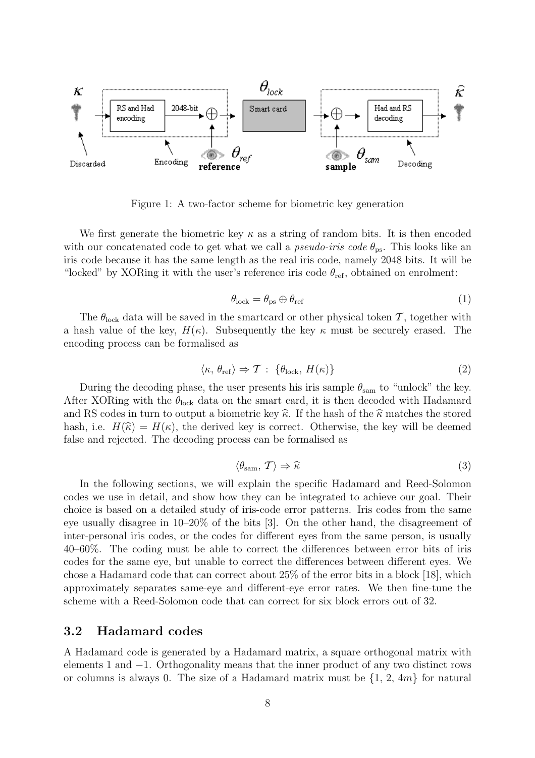Figure 1: A two-factor scheme for biometric key generation

We first generate the biometric key $\kappa$ as a string of random bits. It is then encoded with our concatenated code to get what we call a *pseudo-iris code* $\theta_{\text{ps}}$. This looks like an iris code because it has the same length as the real iris code, namely 2048 bits. It will be "locked" by XORing it with the user's reference iris code $\theta_{\text{ref}}$, obtained on enrolment:

$$\theta_{\text{lock}} = \theta_{\text{ps}} \oplus \theta_{\text{ref}} \tag{1}$$

The $\theta_{\text{lock}}$ data will be saved in the smartcard or other physical token $\mathcal{T}$, together with a hash value of the key, $H(\kappa)$. Subsequently the key $\kappa$ must be securely erased. The encoding process can be formalised as

$$\langle \kappa,\, \theta_{\text{ref}} \rangle \Rightarrow \mathcal{T} \,:\, \{\theta_{\text{lock}},\, H(\kappa)\} \tag{2}$$

During the decoding phase, the user presents his iris sample $\theta_{\text{sam}}$ to "unlock" the key. After XORing with the $\theta_{\text{lock}}$ data on the smart card, it is then decoded with Hadamard and RS codes in turn to output a biometric key $\widehat{\kappa}$. If the hash of the $\widehat{\kappa}$ matches the stored hash, i.e. $H(\widehat{\kappa}) = H(\kappa)$, the derived key is correct. Otherwise, the key will be deemed false and rejected. The decoding process can be formalised as

$$\langle \theta_{\text{sam}},\, \mathcal{T} \rangle \Rightarrow \widehat{\kappa} \tag{3}$$

In the following sections, we will explain the specific Hadamard and Reed-Solomon codes we use in detail, and show how they can be integrated to achieve our goal. Their choice is based on a detailed study of iris-code error patterns. Iris codes from the same eye usually disagree in 10–20% of the bits [3]. On the other hand, the disagreement of inter-personal iris codes, or the codes for different eyes from the same person, is usually 40–60%. The coding must be able to correct the differences between error bits of iris codes for the same eye, but unable to correct the differences between different eyes. We chose a Hadamard code that can correct about 25% of the error bits in a block [18], which approximately separates same-eye and different-eye error rates. We then fine-tune the scheme with a Reed-Solomon code that can correct for six block errors out of 32.

## 3.2 Hadamard codes

A Hadamard code is generated by a Hadamard matrix, a square orthogonal matrix with elements 1 and $-1$. Orthogonality means that the inner product of any two distinct rows or columns is always 0. The size of a Hadamard matrix must be $\{1,\, 2,\, 4m\}$ for natural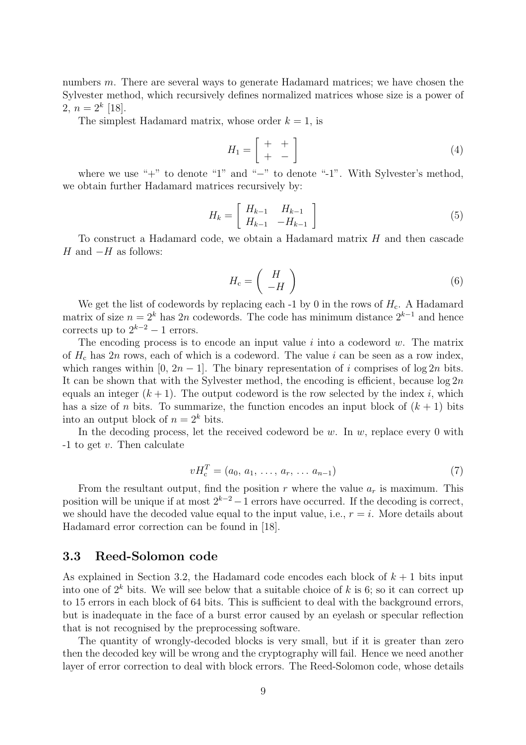numbers $m$. There are several ways to generate Hadamard matrices; we have chosen the Sylvester method, which recursively defines normalized matrices whose size is a power of 2, $n = 2^k$ [18].

The simplest Hadamard matrix, whose order $k = 1$, is

$$H_1 = \begin{bmatrix} + & + \\ + & - \end{bmatrix} \tag{4}$$

where we use "+" to denote "1" and "−" to denote "-1". With Sylvester's method, we obtain further Hadamard matrices recursively by:

$$H_k = \begin{bmatrix} H_{k-1} & H_{k-1} \\ H_{k-1} & -H_{k-1} \end{bmatrix} \tag{5}$$

To construct a Hadamard code, we obtain a Hadamard matrix $H$ and then cascade $H$ and $-H$ as follows:

$$H_\text{c} = \begin{pmatrix} H \\ -H \end{pmatrix} \tag{6}$$

We get the list of codewords by replacing each -1 by 0 in the rows of $H_\text{c}$. A Hadamard matrix of size $n = 2^k$ has $2n$ codewords. The code has minimum distance $2^{k-1}$ and hence corrects up to $2^{k-2} - 1$ errors.

The encoding process is to encode an input value $i$ into a codeword $w$. The matrix of $H_\text{c}$ has $2n$ rows, each of which is a codeword. The value $i$ can be seen as a row index, which ranges within $[0,\, 2n-1]$. The binary representation of $i$ comprises of $\log 2n$ bits. It can be shown that with the Sylvester method, the encoding is efficient, because $\log 2n$ equals an integer $(k+1)$. The output codeword is the row selected by the index $i$, which has a size of $n$ bits. To summarize, the function encodes an input block of $(k+1)$ bits into an output block of $n = 2^k$ bits.

In the decoding process, let the received codeword be $w$. In $w$, replace every 0 with -1 to get $v$. Then calculate

$$vH_\text{c}^T = (a_0,\, a_1,\, \ldots,\, a_r,\, \ldots\, a_{n-1}) \tag{7}$$

From the resultant output, find the position $r$ where the value $a_r$ is maximum. This position will be unique if at most $2^{k-2} - 1$ errors have occurred. If the decoding is correct, we should have the decoded value equal to the input value, i.e., $r = i$. More details about Hadamard error correction can be found in [18].

### 3.3 Reed-Solomon code

As explained in Section 3.2, the Hadamard code encodes each block of $k+1$ bits input into one of $2^k$ bits. We will see below that a suitable choice of $k$ is 6; so it can correct up to 15 errors in each block of 64 bits. This is sufficient to deal with the background errors, but is inadequate in the face of a burst error caused by an eyelash or specular reflection that is not recognised by the preprocessing software.

The quantity of wrongly-decoded blocks is very small, but if it is greater than zero then the decoded key will be wrong and the cryptography will fail. Hence we need another layer of error correction to deal with block errors. The Reed-Solomon code, whose details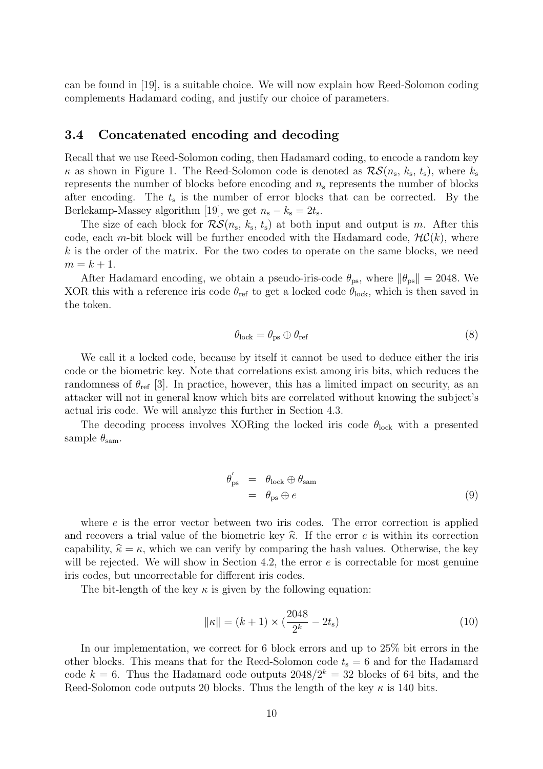can be found in [19], is a suitable choice. We will now explain how Reed-Solomon coding complements Hadamard coding, and justify our choice of parameters.

### 3.4 Concatenated encoding and decoding

Recall that we use Reed-Solomon coding, then Hadamard coding, to encode a random key $\kappa$ as shown in Figure 1. The Reed-Solomon code is denoted as $\mathcal{RS}(n_s, k_s, t_s)$, where $k_s$ represents the number of blocks before encoding and $n_s$ represents the number of blocks after encoding. The $t_s$ is the number of error blocks that can be corrected. By the Berlekamp-Massey algorithm [19], we get $n_s - k_s = 2t_s$.

The size of each block for $\mathcal{RS}(n_s, k_s, t_s)$ at both input and output is $m$. After this code, each $m$-bit block will be further encoded with the Hadamard code, $\mathcal{HC}(k)$, where $k$ is the order of the matrix. For the two codes to operate on the same blocks, we need $m = k + 1$.

After Hadamard encoding, we obtain a pseudo-iris-code $\theta_{ps}$, where $\|\theta_{ps}\| = 2048$. We XOR this with a reference iris code $\theta_{ref}$ to get a locked code $\theta_{lock}$, which is then saved in the token.

$$\theta_{lock} = \theta_{ps} \oplus \theta_{ref} \tag{8}$$

We call it a locked code, because by itself it cannot be used to deduce either the iris code or the biometric key. Note that correlations exist among iris bits, which reduces the randomness of $\theta_{ref}$ [3]. In practice, however, this has a limited impact on security, as an attacker will not in general know which bits are correlated without knowing the subject's actual iris code. We will analyze this further in Section 4.3.

The decoding process involves XORing the locked iris code $\theta_{lock}$ with a presented sample $\theta_{sam}$.

$$\begin{aligned} \theta_{ps}^{'} &= \theta_{lock} \oplus \theta_{sam} \\ &= \theta_{ps} \oplus e \end{aligned} \tag{9}$$

where $e$ is the error vector between two iris codes. The error correction is applied and recovers a trial value of the biometric key $\widehat{\kappa}$. If the error $e$ is within its correction capability, $\widehat{\kappa} = \kappa$, which we can verify by comparing the hash values. Otherwise, the key will be rejected. We will show in Section 4.2, the error $e$ is correctable for most genuine iris codes, but uncorrectable for different iris codes.

The bit-length of the key $\kappa$ is given by the following equation:

$$\|\kappa\| = (k+1) \times \left(\frac{2048}{2^k} - 2t_s\right) \tag{10}$$

In our implementation, we correct for 6 block errors and up to 25% bit errors in the other blocks. This means that for the Reed-Solomon code $t_s = 6$ and for the Hadamard code $k = 6$. Thus the Hadamard code outputs $2048/2^k = 32$ blocks of 64 bits, and the Reed-Solomon code outputs 20 blocks. Thus the length of the key $\kappa$ is 140 bits.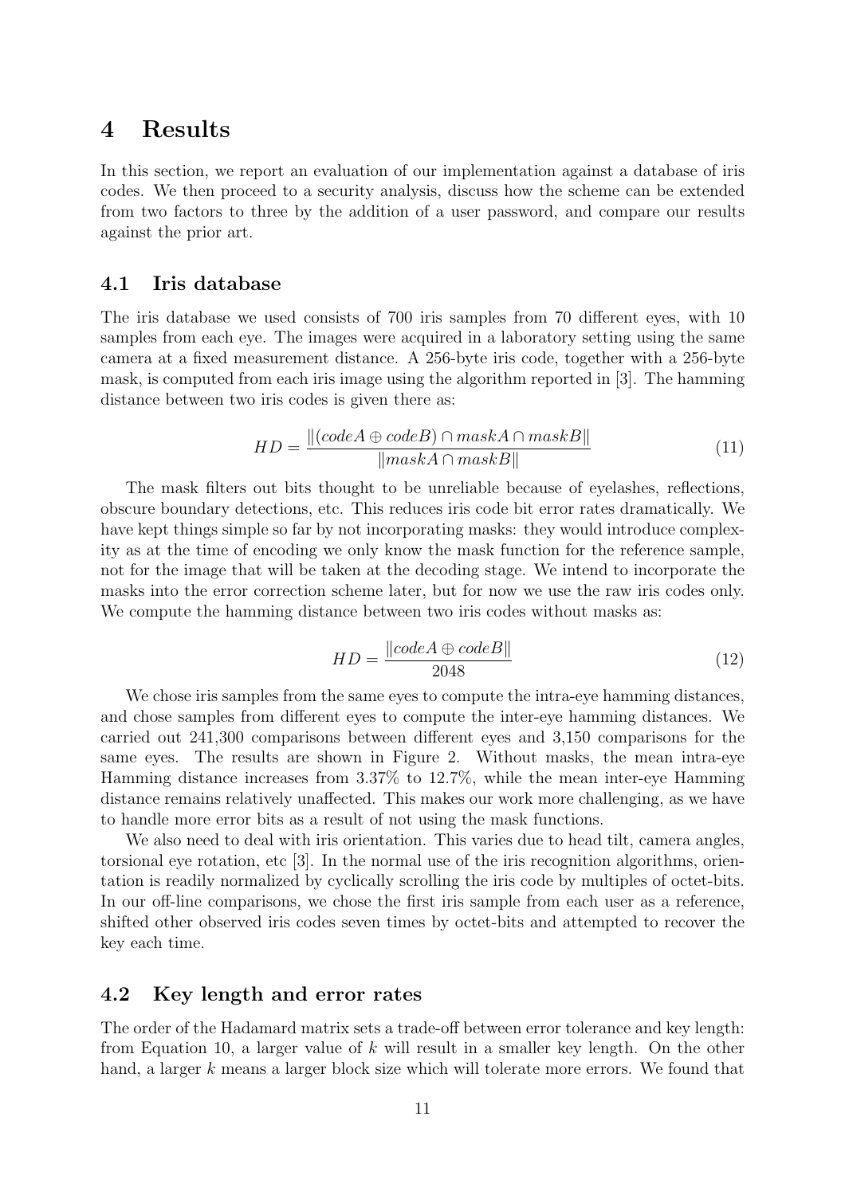## 4 Results

In this section, we report an evaluation of our implementation against a database of iris codes. We then proceed to a security analysis, discuss how the scheme can be extended from two factors to three by the addition of a user password, and compare our results against the prior art.

### 4.1 Iris database

The iris database we used consists of 700 iris samples from 70 different eyes, with 10 samples from each eye. The images were acquired in a laboratory setting using the same camera at a fixed measurement distance. A 256-byte iris code, together with a 256-byte mask, is computed from each iris image using the algorithm reported in [3]. The hamming distance between two iris codes is given there as:

$$HD = \frac{\|(codeA \oplus codeB) \cap maskA \cap maskB\|}{\|maskA \cap maskB\|} \tag{11}$$

The mask filters out bits thought to be unreliable because of eyelashes, reflections, obscure boundary detections, etc. This reduces iris code bit error rates dramatically. We have kept things simple so far by not incorporating masks: they would introduce complexity as at the time of encoding we only know the mask function for the reference sample, not for the image that will be taken at the decoding stage. We intend to incorporate the masks into the error correction scheme later, but for now we use the raw iris codes only. We compute the hamming distance between two iris codes without masks as:

$$HD = \frac{\|codeA \oplus codeB\|}{2048} \tag{12}$$

We chose iris samples from the same eyes to compute the intra-eye hamming distances, and chose samples from different eyes to compute the inter-eye hamming distances. We carried out 241,300 comparisons between different eyes and 3,150 comparisons for the same eyes. The results are shown in Figure 2. Without masks, the mean intra-eye Hamming distance increases from 3.37% to 12.7%, while the mean inter-eye Hamming distance remains relatively unaffected. This makes our work more challenging, as we have to handle more error bits as a result of not using the mask functions.

We also need to deal with iris orientation. This varies due to head tilt, camera angles, torsional eye rotation, etc [3]. In the normal use of the iris recognition algorithms, orientation is readily normalized by cyclically scrolling the iris code by multiples of octet-bits. In our off-line comparisons, we chose the first iris sample from each user as a reference, shifted other observed iris codes seven times by octet-bits and attempted to recover the key each time.

### 4.2 Key length and error rates

The order of the Hadamard matrix sets a trade-off between error tolerance and key length: from Equation 10, a larger value of $k$ will result in a smaller key length. On the other hand, a larger $k$ means a larger block size which will tolerate more errors. We found that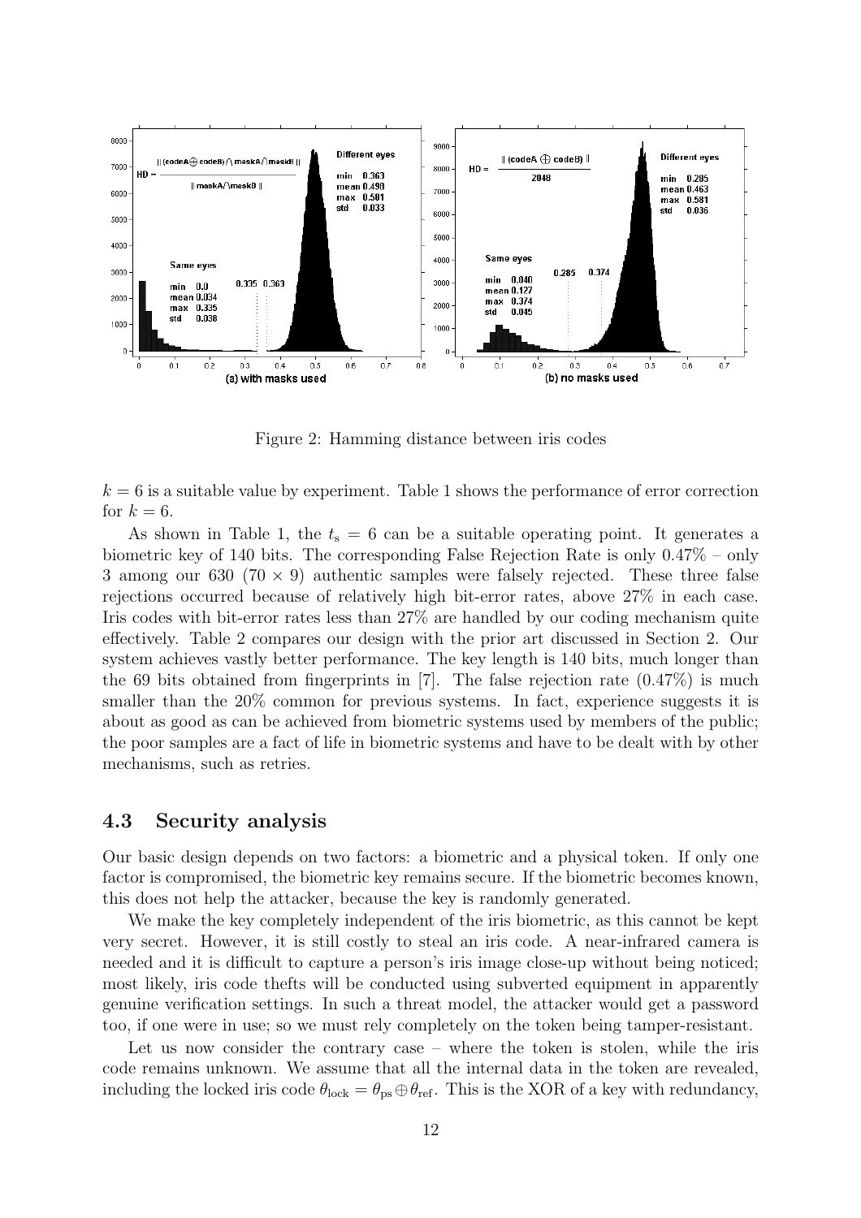Figure 2: Hamming distance between iris codes

$k = 6$ is a suitable value by experiment. Table 1 shows the performance of error correction for $k = 6$.

As shown in Table 1, the $t_s = 6$ can be a suitable operating point. It generates a biometric key of 140 bits. The corresponding False Rejection Rate is only 0.47% – only 3 among our 630 ($70 \times 9$) authentic samples were falsely rejected. These three false rejections occurred because of relatively high bit-error rates, above 27% in each case. Iris codes with bit-error rates less than 27% are handled by our coding mechanism quite effectively. Table 2 compares our design with the prior art discussed in Section 2. Our system achieves vastly better performance. The key length is 140 bits, much longer than the 69 bits obtained from fingerprints in [7]. The false rejection rate (0.47%) is much smaller than the 20% common for previous systems. In fact, experience suggests it is about as good as can be achieved from biometric systems used by members of the public; the poor samples are a fact of life in biometric systems and have to be dealt with by other mechanisms, such as retries.

### 4.3 Security analysis

Our basic design depends on two factors: a biometric and a physical token. If only one factor is compromised, the biometric key remains secure. If the biometric becomes known, this does not help the attacker, because the key is randomly generated.

We make the key completely independent of the iris biometric, as this cannot be kept very secret. However, it is still costly to steal an iris code. A near-infrared camera is needed and it is difficult to capture a person's iris image close-up without being noticed; most likely, iris code thefts will be conducted using subverted equipment in apparently genuine verification settings. In such a threat model, the attacker would get a password too, if one were in use; so we must rely completely on the token being tamper-resistant.

Let us now consider the contrary case – where the token is stolen, while the iris code remains unknown. We assume that all the internal data in the token are revealed, including the locked iris code $\theta_{\text{lock}} = \theta_{\text{ps}} \oplus \theta_{\text{ref}}$. This is the XOR of a key with redundancy,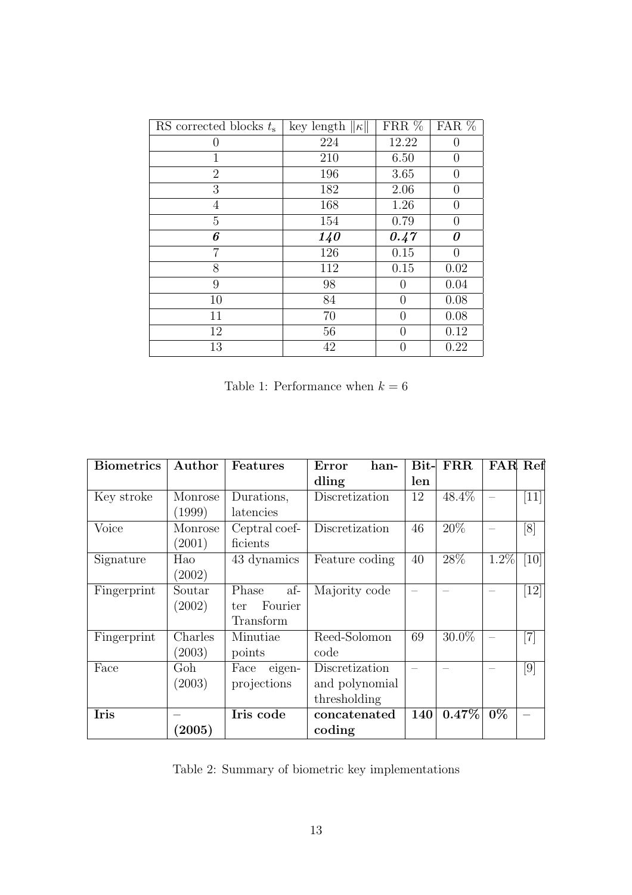| RS corrected blocks $t_s$ | key length $\|\kappa\|$ | FRR % | FAR % |
|---|---|---|---|
| 0 | 224 | 12.22 | 0 |
| 1 | 210 | 6.50 | 0 |
| 2 | 196 | 3.65 | 0 |
| 3 | 182 | 2.06 | 0 |
| 4 | 168 | 1.26 | 0 |
| 5 | 154 | 0.79 | 0 |
| ***6*** | ***140*** | ***0.47*** | ***0*** |
| 7 | 126 | 0.15 | 0 |
| 8 | 112 | 0.15 | 0.02 |
| 9 | 98 | 0 | 0.04 |
| 10 | 84 | 0 | 0.08 |
| 11 | 70 | 0 | 0.08 |
| 12 | 56 | 0 | 0.12 |
| 13 | 42 | 0 | 0.22 |

Table 1: Performance when $k = 6$

| **Biometrics** | **Author** | **Features** | **Error handling** | **Bit-len** | **FRR** | **FAR** | **Ref** |
|---|---|---|---|---|---|---|---|
| Key stroke | Monrose (1999) | Durations, latencies | Discretization | 12 | 48.4% | – | [11] |
| Voice | Monrose (2001) | Ceptral coefficients | Discretization | 46 | 20% | – | [8] |
| Signature | Hao (2002) | 43 dynamics | Feature coding | 40 | 28% | 1.2% | [10] |
| Fingerprint | Soutar (2002) | Phase after Fourier Transform | Majority code | – | – | – | [12] |
| Fingerprint | Charles (2003) | Minutiae points | Reed-Solomon code | 69 | 30.0% | – | [7] |
| Face | Goh (2003) | Face eigen-projections | Discretization and polynomial thresholding | – | – | – | [9] |
| **Iris** | – **(2005)** | **Iris code** | **concatenated coding** | **140** | **0.47%** | **0%** | – |

Table 2: Summary of biometric key implementations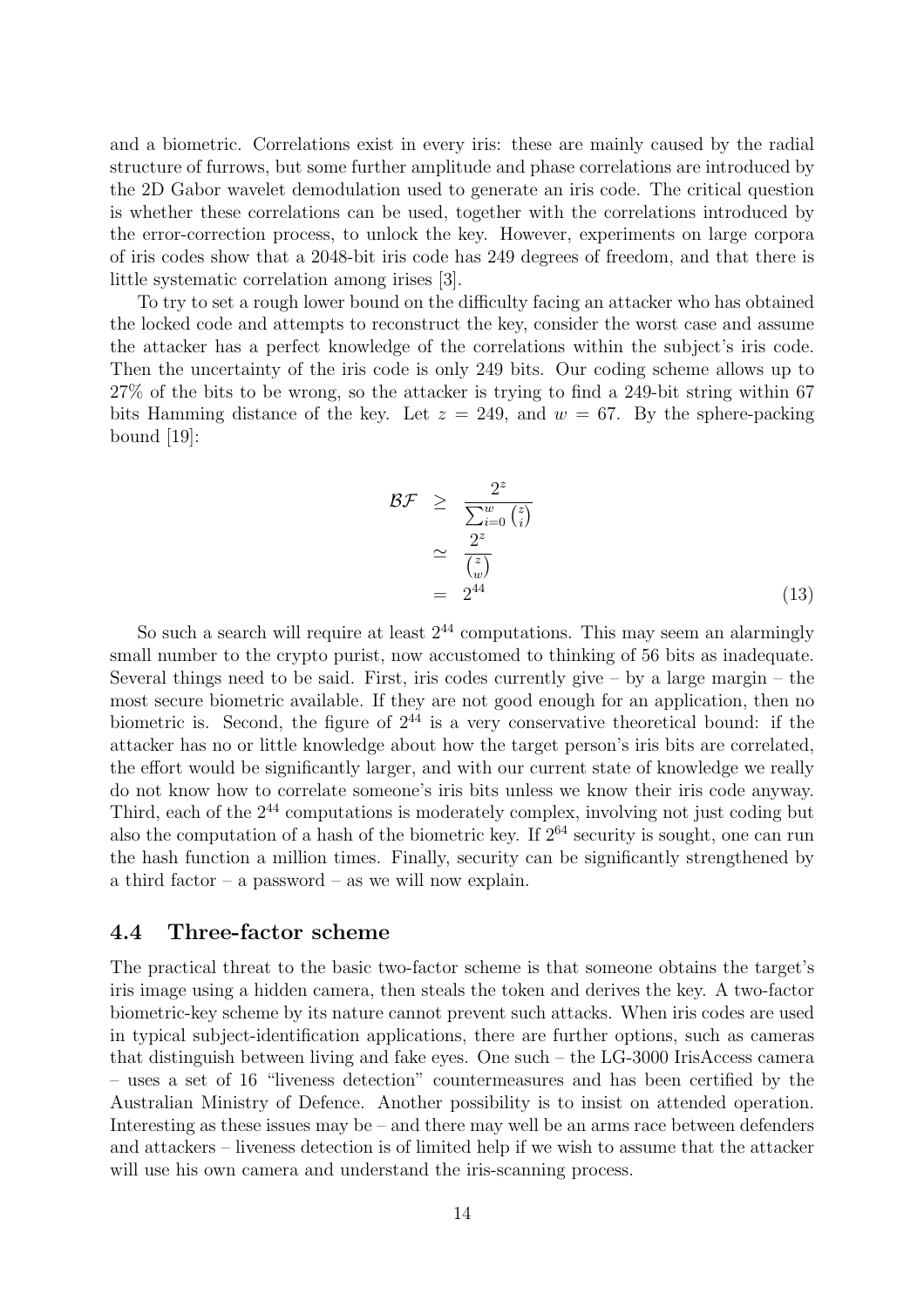and a biometric. Correlations exist in every iris: these are mainly caused by the radial structure of furrows, but some further amplitude and phase correlations are introduced by the 2D Gabor wavelet demodulation used to generate an iris code. The critical question is whether these correlations can be used, together with the correlations introduced by the error-correction process, to unlock the key. However, experiments on large corpora of iris codes show that a 2048-bit iris code has 249 degrees of freedom, and that there is little systematic correlation among irises [3].

To try to set a rough lower bound on the difficulty facing an attacker who has obtained the locked code and attempts to reconstruct the key, consider the worst case and assume the attacker has a perfect knowledge of the correlations within the subject's iris code. Then the uncertainty of the iris code is only 249 bits. Our coding scheme allows up to 27% of the bits to be wrong, so the attacker is trying to find a 249-bit string within 67 bits Hamming distance of the key. Let $z = 249$, and $w = 67$. By the sphere-packing bound [19]:

$$
\begin{aligned}
\mathcal{BF} &\geq \frac{2^z}{\sum_{i=0}^{w} \binom{z}{i}} \\
&\simeq \frac{2^z}{\binom{z}{w}} \\
&= 2^{44}
\end{aligned}
\tag{13}
$$

So such a search will require at least $2^{44}$ computations. This may seem an alarmingly small number to the crypto purist, now accustomed to thinking of 56 bits as inadequate. Several things need to be said. First, iris codes currently give – by a large margin – the most secure biometric available. If they are not good enough for an application, then no biometric is. Second, the figure of $2^{44}$ is a very conservative theoretical bound: if the attacker has no or little knowledge about how the target person's iris bits are correlated, the effort would be significantly larger, and with our current state of knowledge we really do not know how to correlate someone's iris bits unless we know their iris code anyway. Third, each of the $2^{44}$ computations is moderately complex, involving not just coding but also the computation of a hash of the biometric key. If $2^{64}$ security is sought, one can run the hash function a million times. Finally, security can be significantly strengthened by a third factor – a password – as we will now explain.

## 4.4 Three-factor scheme

The practical threat to the basic two-factor scheme is that someone obtains the target's iris image using a hidden camera, then steals the token and derives the key. A two-factor biometric-key scheme by its nature cannot prevent such attacks. When iris codes are used in typical subject-identification applications, there are further options, such as cameras that distinguish between living and fake eyes. One such – the LG-3000 IrisAccess camera – uses a set of 16 "liveness detection" countermeasures and has been certified by the Australian Ministry of Defence. Another possibility is to insist on attended operation. Interesting as these issues may be – and there may well be an arms race between defenders and attackers – liveness detection is of limited help if we wish to assume that the attacker will use his own camera and understand the iris-scanning process.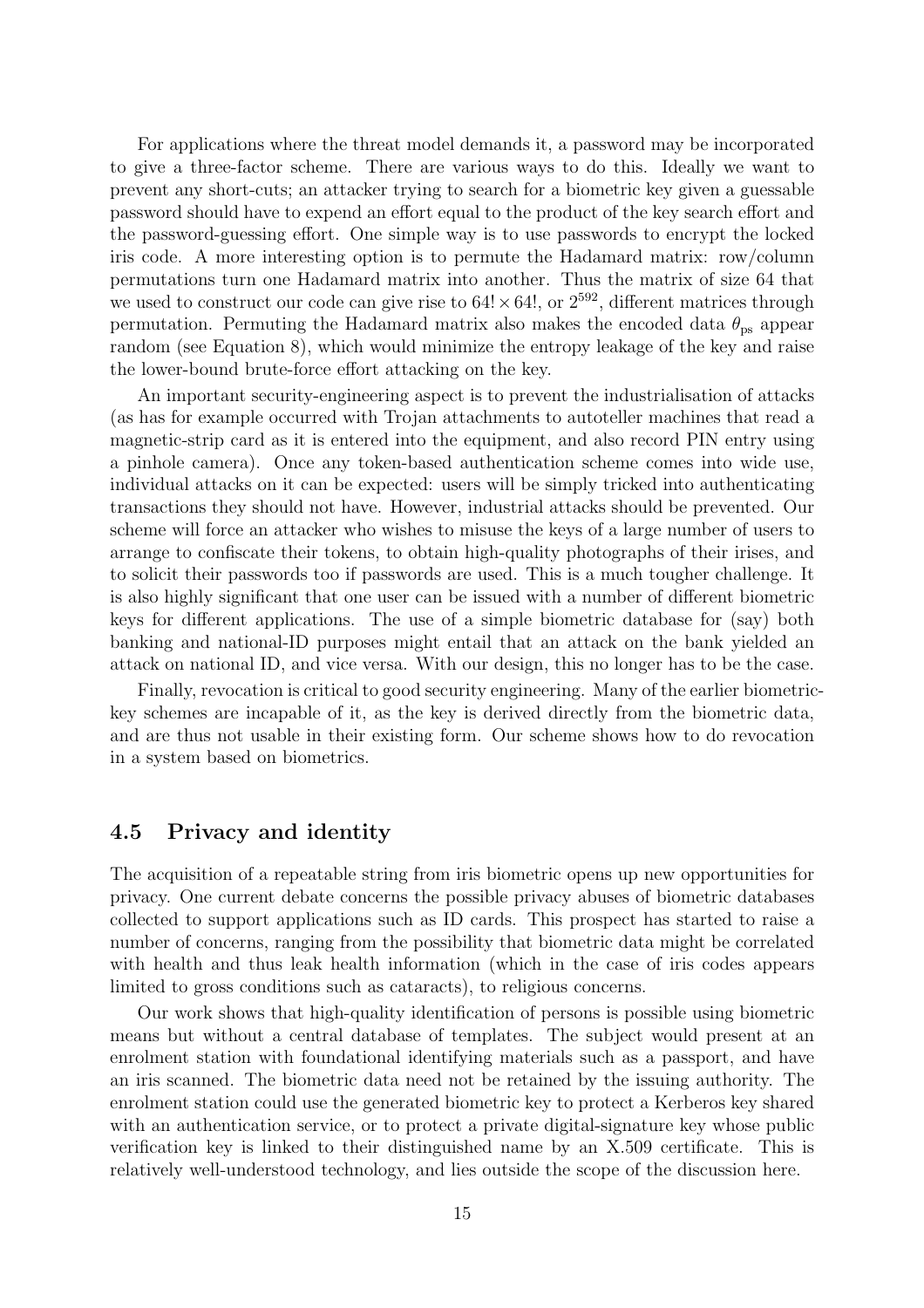For applications where the threat model demands it, a password may be incorporated to give a three-factor scheme. There are various ways to do this. Ideally we want to prevent any short-cuts; an attacker trying to search for a biometric key given a guessable password should have to expend an effort equal to the product of the key search effort and the password-guessing effort. One simple way is to use passwords to encrypt the locked iris code. A more interesting option is to permute the Hadamard matrix: row/column permutations turn one Hadamard matrix into another. Thus the matrix of size 64 that we used to construct our code can give rise to $64! \times 64!$, or $2^{592}$, different matrices through permutation. Permuting the Hadamard matrix also makes the encoded data $\theta_{\text{ps}}$ appear random (see Equation 8), which would minimize the entropy leakage of the key and raise the lower-bound brute-force effort attacking on the key.

An important security-engineering aspect is to prevent the industrialisation of attacks (as has for example occurred with Trojan attachments to autoteller machines that read a magnetic-strip card as it is entered into the equipment, and also record PIN entry using a pinhole camera). Once any token-based authentication scheme comes into wide use, individual attacks on it can be expected: users will be simply tricked into authenticating transactions they should not have. However, industrial attacks should be prevented. Our scheme will force an attacker who wishes to misuse the keys of a large number of users to arrange to confiscate their tokens, to obtain high-quality photographs of their irises, and to solicit their passwords too if passwords are used. This is a much tougher challenge. It is also highly significant that one user can be issued with a number of different biometric keys for different applications. The use of a simple biometric database for (say) both banking and national-ID purposes might entail that an attack on the bank yielded an attack on national ID, and vice versa. With our design, this no longer has to be the case.

Finally, revocation is critical to good security engineering. Many of the earlier biometric-key schemes are incapable of it, as the key is derived directly from the biometric data, and are thus not usable in their existing form. Our scheme shows how to do revocation in a system based on biometrics.

## 4.5 Privacy and identity

The acquisition of a repeatable string from iris biometric opens up new opportunities for privacy. One current debate concerns the possible privacy abuses of biometric databases collected to support applications such as ID cards. This prospect has started to raise a number of concerns, ranging from the possibility that biometric data might be correlated with health and thus leak health information (which in the case of iris codes appears limited to gross conditions such as cataracts), to religious concerns.

Our work shows that high-quality identification of persons is possible using biometric means but without a central database of templates. The subject would present at an enrolment station with foundational identifying materials such as a passport, and have an iris scanned. The biometric data need not be retained by the issuing authority. The enrolment station could use the generated biometric key to protect a Kerberos key shared with an authentication service, or to protect a private digital-signature key whose public verification key is linked to their distinguished name by an X.509 certificate. This is relatively well-understood technology, and lies outside the scope of the discussion here.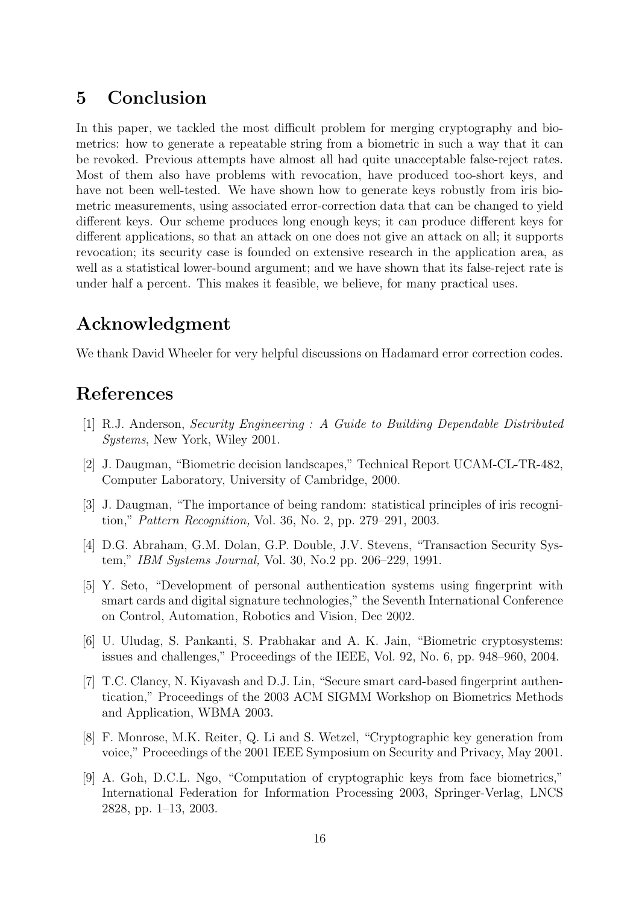## 5 Conclusion

In this paper, we tackled the most difficult problem for merging cryptography and biometrics: how to generate a repeatable string from a biometric in such a way that it can be revoked. Previous attempts have almost all had quite unacceptable false-reject rates. Most of them also have problems with revocation, have produced too-short keys, and have not been well-tested. We have shown how to generate keys robustly from iris biometric measurements, using associated error-correction data that can be changed to yield different keys. Our scheme produces long enough keys; it can produce different keys for different applications, so that an attack on one does not give an attack on all; it supports revocation; its security case is founded on extensive research in the application area, as well as a statistical lower-bound argument; and we have shown that its false-reject rate is under half a percent. This makes it feasible, we believe, for many practical uses.

## Acknowledgment

We thank David Wheeler for very helpful discussions on Hadamard error correction codes.

## References

[1] R.J. Anderson, *Security Engineering : A Guide to Building Dependable Distributed Systems*, New York, Wiley 2001.

[2] J. Daugman, "Biometric decision landscapes," Technical Report UCAM-CL-TR-482, Computer Laboratory, University of Cambridge, 2000.

[3] J. Daugman, "The importance of being random: statistical principles of iris recognition," *Pattern Recognition,* Vol. 36, No. 2, pp. 279–291, 2003.

[4] D.G. Abraham, G.M. Dolan, G.P. Double, J.V. Stevens, "Transaction Security System," *IBM Systems Journal,* Vol. 30, No.2 pp. 206–229, 1991.

[5] Y. Seto, "Development of personal authentication systems using fingerprint with smart cards and digital signature technologies," the Seventh International Conference on Control, Automation, Robotics and Vision, Dec 2002.

[6] U. Uludag, S. Pankanti, S. Prabhakar and A. K. Jain, "Biometric cryptosystems: issues and challenges," Proceedings of the IEEE, Vol. 92, No. 6, pp. 948–960, 2004.

[7] T.C. Clancy, N. Kiyavash and D.J. Lin, "Secure smart card-based fingerprint authentication," Proceedings of the 2003 ACM SIGMM Workshop on Biometrics Methods and Application, WBMA 2003.

[8] F. Monrose, M.K. Reiter, Q. Li and S. Wetzel, "Cryptographic key generation from voice," Proceedings of the 2001 IEEE Symposium on Security and Privacy, May 2001.

[9] A. Goh, D.C.L. Ngo, "Computation of cryptographic keys from face biometrics," International Federation for Information Processing 2003, Springer-Verlag, LNCS 2828, pp. 1–13, 2003.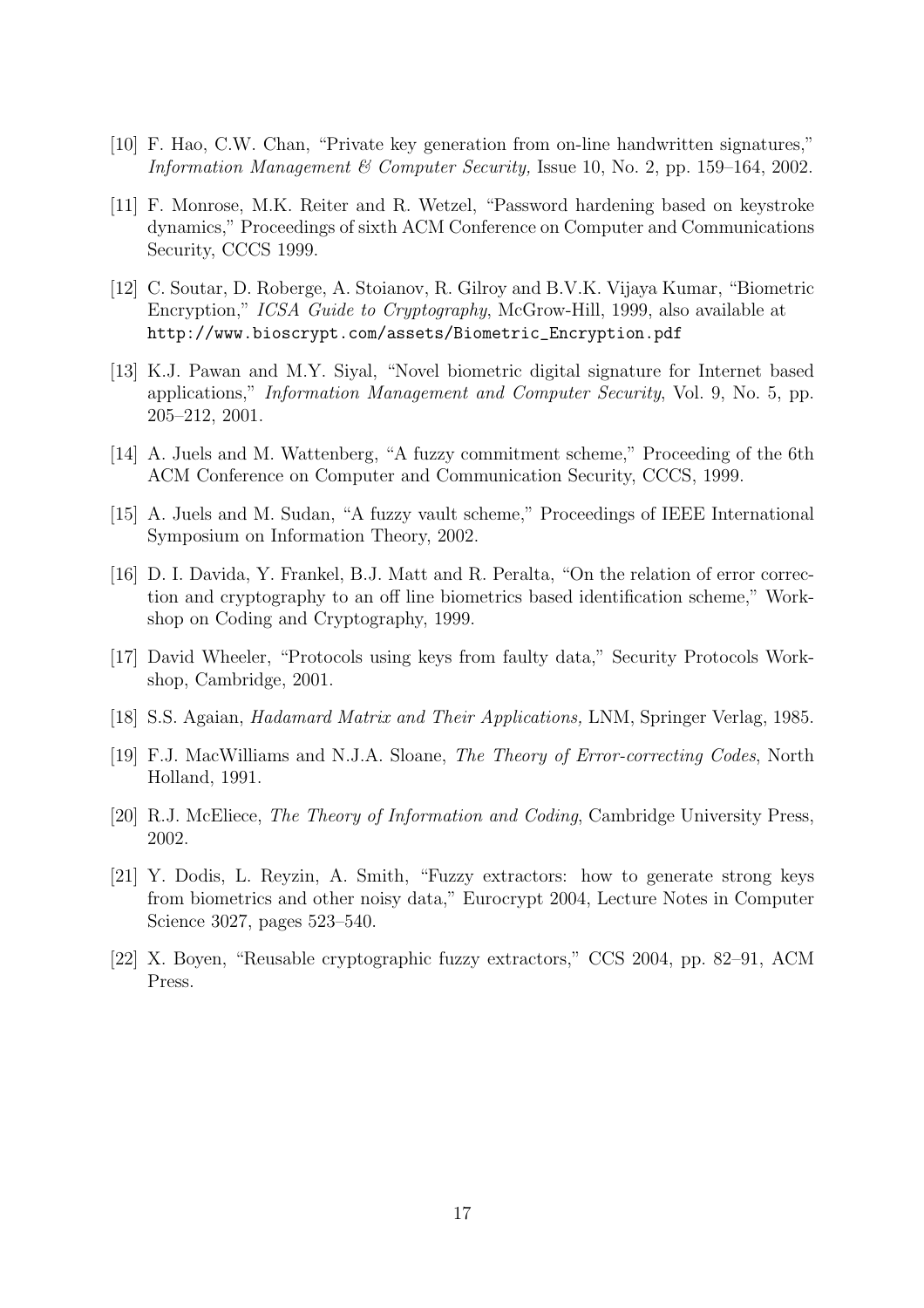[10] F. Hao, C.W. Chan, "Private key generation from on-line handwritten signatures," *Information Management & Computer Security,* Issue 10, No. 2, pp. 159–164, 2002.

[11] F. Monrose, M.K. Reiter and R. Wetzel, "Password hardening based on keystroke dynamics," Proceedings of sixth ACM Conference on Computer and Communications Security, CCCS 1999.

[12] C. Soutar, D. Roberge, A. Stoianov, R. Gilroy and B.V.K. Vijaya Kumar, "Biometric Encryption," *ICSA Guide to Cryptography*, McGrow-Hill, 1999, also available at `http://www.bioscrypt.com/assets/Biometric_Encryption.pdf`

[13] K.J. Pawan and M.Y. Siyal, "Novel biometric digital signature for Internet based applications," *Information Management and Computer Security*, Vol. 9, No. 5, pp. 205–212, 2001.

[14] A. Juels and M. Wattenberg, "A fuzzy commitment scheme," Proceeding of the 6th ACM Conference on Computer and Communication Security, CCCS, 1999.

[15] A. Juels and M. Sudan, "A fuzzy vault scheme," Proceedings of IEEE International Symposium on Information Theory, 2002.

[16] D. I. Davida, Y. Frankel, B.J. Matt and R. Peralta, "On the relation of error correction and cryptography to an off line biometrics based identification scheme," Workshop on Coding and Cryptography, 1999.

[17] David Wheeler, "Protocols using keys from faulty data," Security Protocols Workshop, Cambridge, 2001.

[18] S.S. Agaian, *Hadamard Matrix and Their Applications,* LNM, Springer Verlag, 1985.

[19] F.J. MacWilliams and N.J.A. Sloane, *The Theory of Error-correcting Codes*, North Holland, 1991.

[20] R.J. McEliece, *The Theory of Information and Coding*, Cambridge University Press, 2002.

[21] Y. Dodis, L. Reyzin, A. Smith, "Fuzzy extractors: how to generate strong keys from biometrics and other noisy data," Eurocrypt 2004, Lecture Notes in Computer Science 3027, pages 523–540.

[22] X. Boyen, "Reusable cryptographic fuzzy extractors," CCS 2004, pp. 82–91, ACM Press.